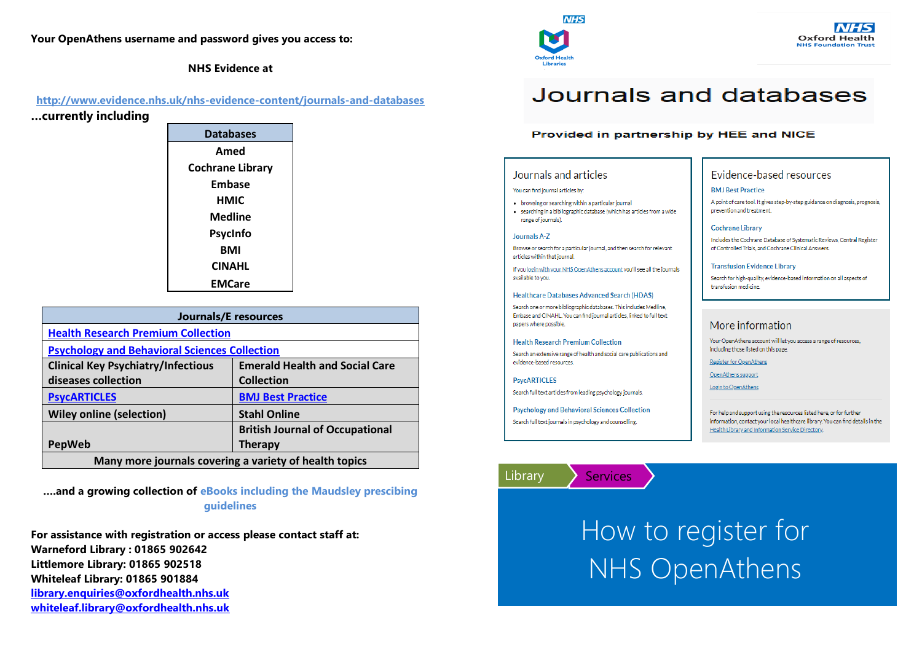**Your OpenAthens username and password gives you access to:**

**NHS Evidence at**

http://www.evidence.nhs.uk/nhs-evidence-content/journals-and-databases

**...currently including**

| Databases |
|---|
| Amed |
| Cochrane Library |
| Embase |
| HMIC |
| Medline |
| PsycInfo |
| BMI |
| CINAHL |
| EMCare |

| Journals/E resources | |
|---|---|
| Health Research Premium Collection | |
| Psychology and Behavioral Sciences Collection | |
| Clinical Key Psychiatry/Infectious diseases collection | Emerald Health and Social Care Collection |
| PsycARTICLES | BMJ Best Practice |
| Wiley online (selection) | Stahl Online |
| PepWeb | British Journal of Occupational Therapy |
| Many more journals covering a variety of health topics | |

**....and a growing collection of eBooks including the Maudsley prescibing guidelines**

**For assistance with registration or access please contact staff at:**
**Warneford Library : 01865 902642**
**Littlemore Library: 01865 902518**
**Whiteleaf Library: 01865 901884**
**library.enquiries@oxfordhealth.nhs.uk**
**whiteleaf.library@oxfordhealth.nhs.uk**

NHS Oxford Health Libraries

NHS Oxford Health NHS Foundation Trust

# Journals and databases

**Provided in partnership by HEE and NICE**

## Journals and articles

You can find journal articles by:

- browsing or searching within a particular journal
- searching in a bibliographic database (which has articles from a wide range of journals).

### Journals A-Z

Browse or search for a particular journal, and then search for relevant articles within that journal.

If you login with your NHS OpenAthens account you'll see all the journals available to you.

### Healthcare Databases Advanced Search (HDAS)

Search one or more bibliographic databases. This includes Medline, Embase and CINAHL. You can find journal articles, linked to full text papers where possible.

### Health Research Premium Collection

Search an extensive range of health and social care publications and evidence-based resources.

### PsycARTICLES

Search full text articles from leading psychology journals.

### Psychology and Behavioral Sciences Collection

Search full text journals in psychology and counselling.

## Evidence-based resources

### BMJ Best Practice

A point of care tool. It gives step-by-step guidance on diagnosis, prognosis, prevention and treatment.

### Cochrane Library

Includes the Cochrane Database of Systematic Reviews, Central Register of Controlled Trials, and Cochrane Clinical Answers.

### Transfusion Evidence Library

Search for high-quality, evidence-based information on all aspects of transfusion medicine.

## More information

Your OpenAthens account will let you access a range of resources, including those listed on this page.

Register for OpenAthens

OpenAthens support

Login to OpenAthens

For help and support using the resources listed here, or for further information, contact your local healthcare library. You can find details in the Health Library and Information Service Directory.

Library Services

# How to register for NHS OpenAthens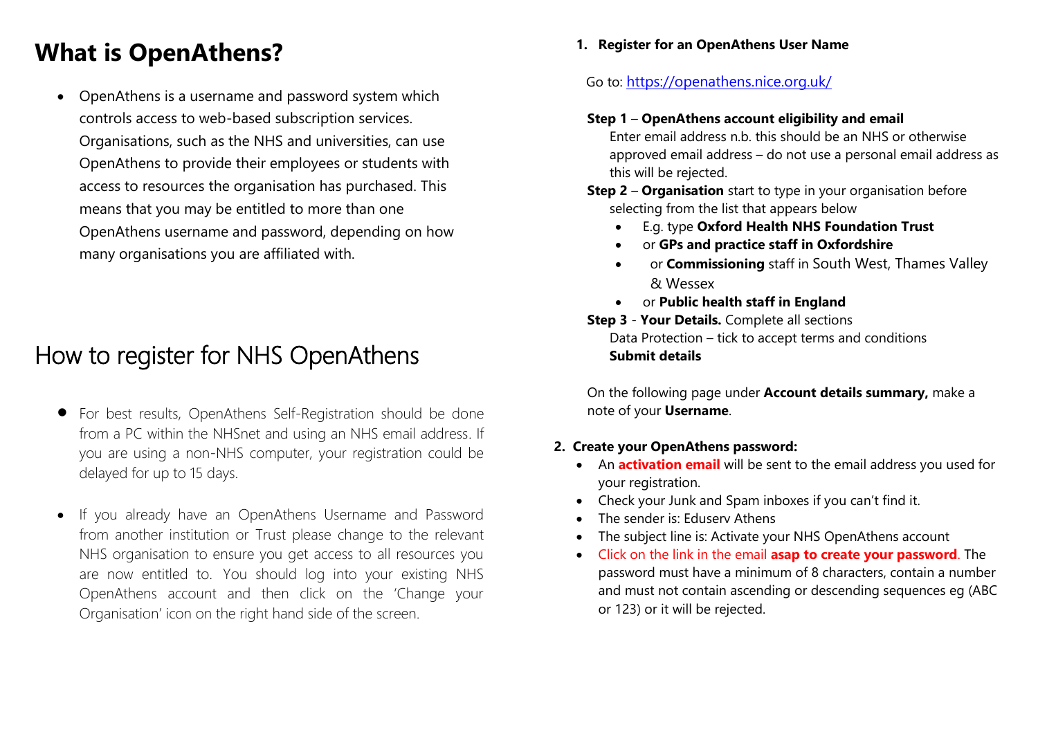# What is OpenAthens?

- OpenAthens is a username and password system which controls access to web-based subscription services. Organisations, such as the NHS and universities, can use OpenAthens to provide their employees or students with access to resources the organisation has purchased. This means that you may be entitled to more than one OpenAthens username and password, depending on how many organisations you are affiliated with.

# How to register for NHS OpenAthens

- For best results, OpenAthens Self-Registration should be done from a PC within the NHSnet and using an NHS email address. If you are using a non-NHS computer, your registration could be delayed for up to 15 days.

- If you already have an OpenAthens Username and Password from another institution or Trust please change to the relevant NHS organisation to ensure you get access to all resources you are now entitled to. You should log into your existing NHS OpenAthens account and then click on the 'Change your Organisation' icon on the right hand side of the screen.

**1. Register for an OpenAthens User Name**

Go to: https://openathens.nice.org.uk/

**Step 1** – **OpenAthens account eligibility and email**
Enter email address n.b. this should be an NHS or otherwise approved email address – do not use a personal email address as this will be rejected.

**Step 2** – **Organisation** start to type in your organisation before selecting from the list that appears below

- E.g. type **Oxford Health NHS Foundation Trust**
- or **GPs and practice staff in Oxfordshire**
- or **Commissioning** staff in South West, Thames Valley & Wessex
- or **Public health staff in England**

**Step 3** - **Your Details.** Complete all sections
Data Protection – tick to accept terms and conditions
**Submit details**

On the following page under **Account details summary,** make a note of your **Username**.

**2. Create your OpenAthens password:**

- An **activation email** will be sent to the email address you used for your registration.
- Check your Junk and Spam inboxes if you can't find it.
- The sender is: Eduserv Athens
- The subject line is: Activate your NHS OpenAthens account
- Click on the link in the email **asap to create your password**. The password must have a minimum of 8 characters, contain a number and must not contain ascending or descending sequences eg (ABC or 123) or it will be rejected.